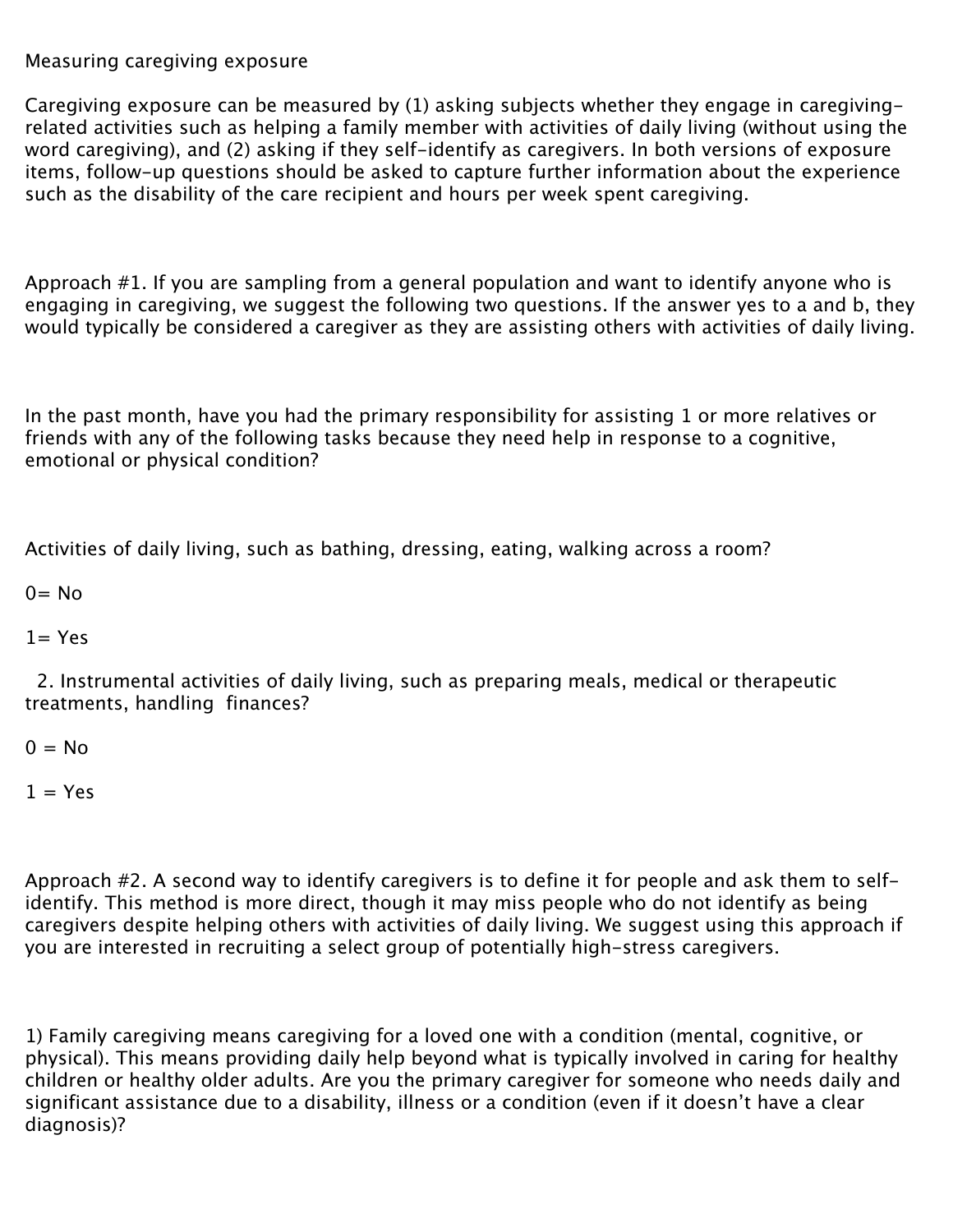Measuring caregiving exposure

Caregiving exposure can be measured by (1) asking subjects whether they engage in caregiving-related activities such as helping a family member with activities of daily living (without using the word caregiving), and (2) asking if they self-identify as caregivers. In both versions of exposure items, follow-up questions should be asked to capture further information about the experience such as the disability of the care recipient and hours per week spent caregiving.

Approach #1. If you are sampling from a general population and want to identify anyone who is engaging in caregiving, we suggest the following two questions. If the answer yes to a and b, they would typically be considered a caregiver as they are assisting others with activities of daily living.

In the past month, have you had the primary responsibility for assisting 1 or more relatives or friends with any of the following tasks because they need help in response to a cognitive, emotional or physical condition?

Activities of daily living, such as bathing, dressing, eating, walking across a room?

0= No

1= Yes

2. Instrumental activities of daily living, such as preparing meals, medical or therapeutic treatments, handling finances?

0 = No

1 = Yes

Approach #2. A second way to identify caregivers is to define it for people and ask them to self-identify. This method is more direct, though it may miss people who do not identify as being caregivers despite helping others with activities of daily living. We suggest using this approach if you are interested in recruiting a select group of potentially high-stress caregivers.

1) Family caregiving means caregiving for a loved one with a condition (mental, cognitive, or physical). This means providing daily help beyond what is typically involved in caring for healthy children or healthy older adults. Are you the primary caregiver for someone who needs daily and significant assistance due to a disability, illness or a condition (even if it doesn't have a clear diagnosis)?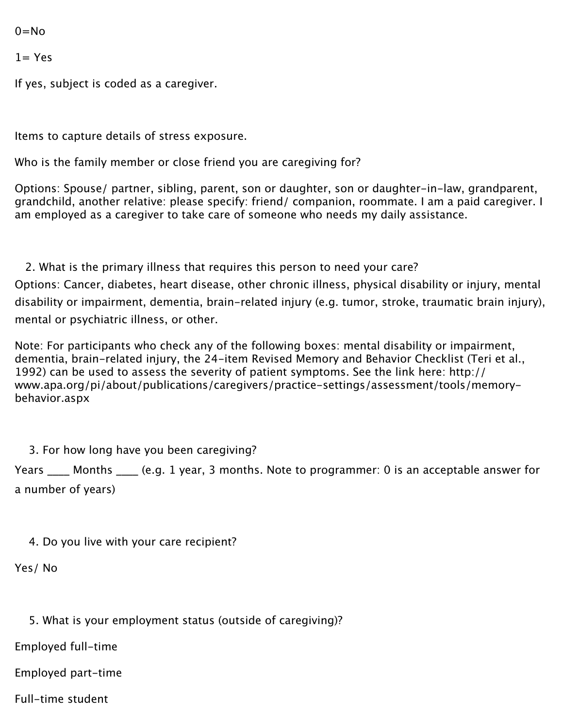0=No

1= Yes

If yes, subject is coded as a caregiver.

Items to capture details of stress exposure.

Who is the family member or close friend you are caregiving for?

Options: Spouse/ partner, sibling, parent, son or daughter, son or daughter-in-law, grandparent, grandchild, another relative: please specify: friend/ companion, roommate. I am a paid caregiver. I am employed as a caregiver to take care of someone who needs my daily assistance.

2. What is the primary illness that requires this person to need your care?

Options: Cancer, diabetes, heart disease, other chronic illness, physical disability or injury, mental disability or impairment, dementia, brain-related injury (e.g. tumor, stroke, traumatic brain injury), mental or psychiatric illness, or other.

Note: For participants who check any of the following boxes: mental disability or impairment, dementia, brain-related injury, the 24-item Revised Memory and Behavior Checklist (Teri et al., 1992) can be used to assess the severity of patient symptoms. See the link here: http://www.apa.org/pi/about/publications/caregivers/practice-settings/assessment/tools/memory-behavior.aspx

3. For how long have you been caregiving?

Years ____ Months ____ (e.g. 1 year, 3 months. Note to programmer: 0 is an acceptable answer for a number of years)

4. Do you live with your care recipient?

Yes/ No

5. What is your employment status (outside of caregiving)?

Employed full-time

Employed part-time

Full-time student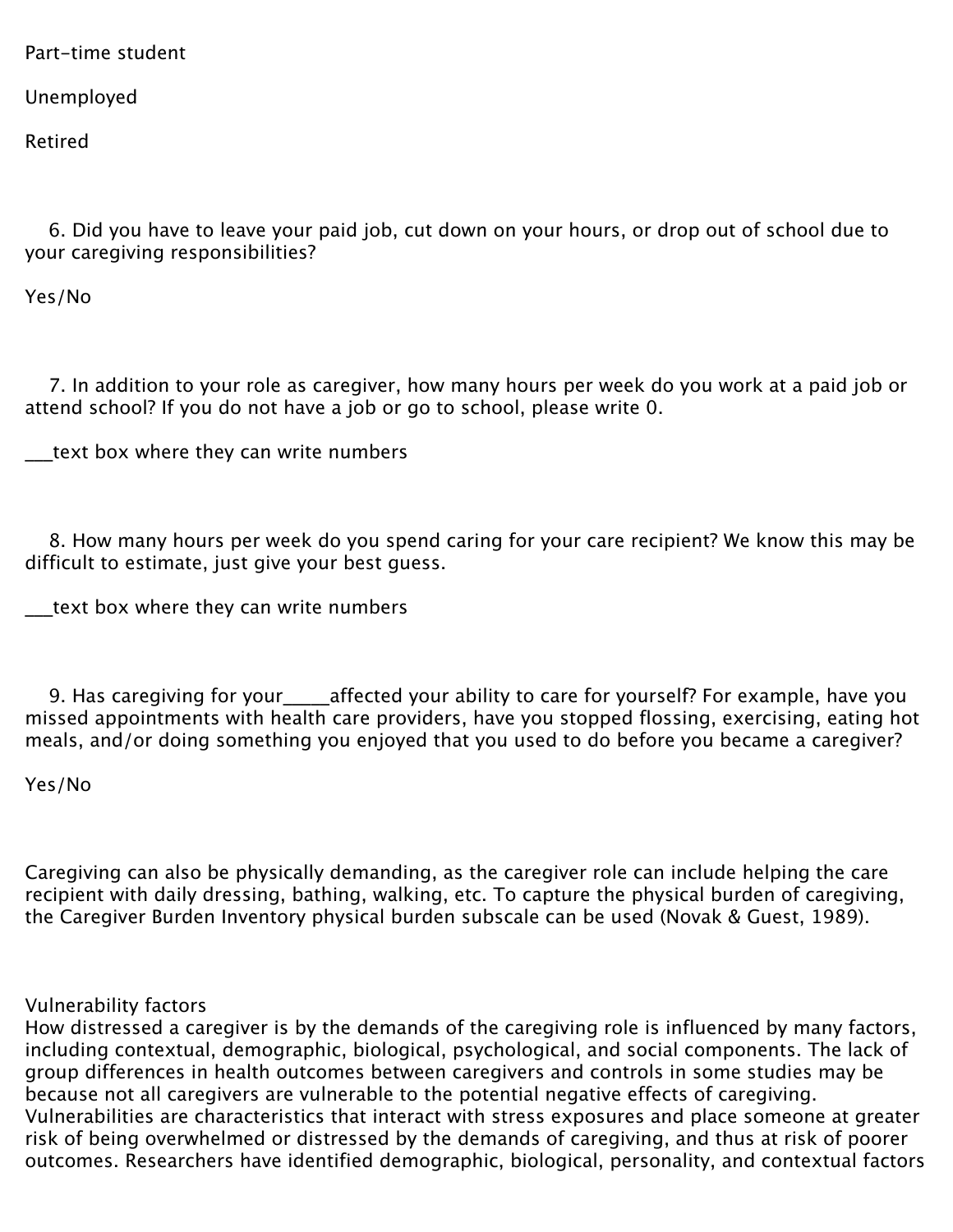Part-time student

Unemployed

Retired

6. Did you have to leave your paid job, cut down on your hours, or drop out of school due to your caregiving responsibilities?

Yes/No

7. In addition to your role as caregiver, how many hours per week do you work at a paid job or attend school? If you do not have a job or go to school, please write 0.

___text box where they can write numbers

8. How many hours per week do you spend caring for your care recipient? We know this may be difficult to estimate, just give your best guess.

___text box where they can write numbers

9. Has caregiving for your_____affected your ability to care for yourself? For example, have you missed appointments with health care providers, have you stopped flossing, exercising, eating hot meals, and/or doing something you enjoyed that you used to do before you became a caregiver?

Yes/No

Caregiving can also be physically demanding, as the caregiver role can include helping the care recipient with daily dressing, bathing, walking, etc. To capture the physical burden of caregiving, the Caregiver Burden Inventory physical burden subscale can be used (Novak & Guest, 1989).

Vulnerability factors

How distressed a caregiver is by the demands of the caregiving role is influenced by many factors, including contextual, demographic, biological, psychological, and social components. The lack of group differences in health outcomes between caregivers and controls in some studies may be because not all caregivers are vulnerable to the potential negative effects of caregiving. Vulnerabilities are characteristics that interact with stress exposures and place someone at greater risk of being overwhelmed or distressed by the demands of caregiving, and thus at risk of poorer outcomes. Researchers have identified demographic, biological, personality, and contextual factors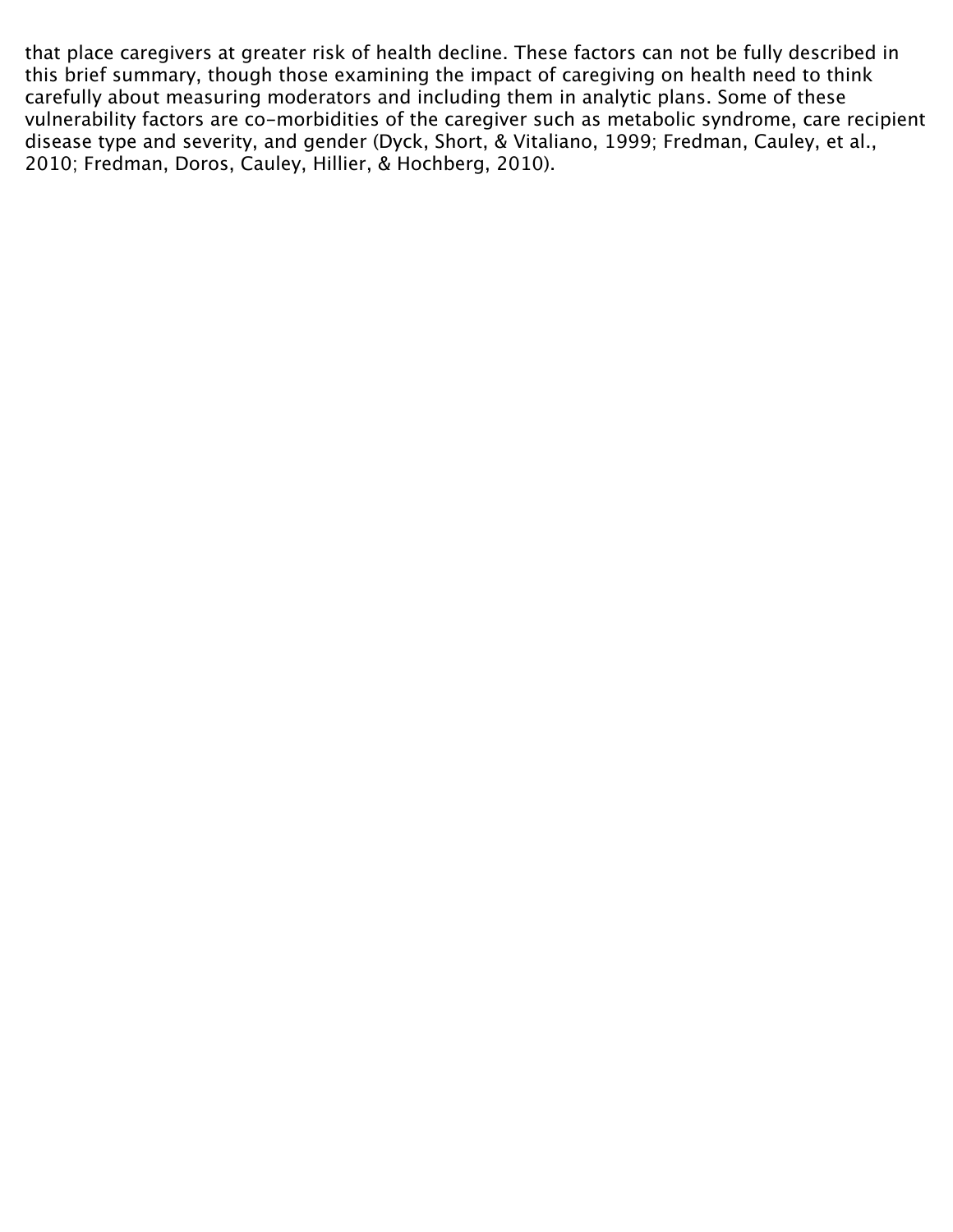that place caregivers at greater risk of health decline. These factors can not be fully described in this brief summary, though those examining the impact of caregiving on health need to think carefully about measuring moderators and including them in analytic plans. Some of these vulnerability factors are co-morbidities of the caregiver such as metabolic syndrome, care recipient disease type and severity, and gender (Dyck, Short, & Vitaliano, 1999; Fredman, Cauley, et al., 2010; Fredman, Doros, Cauley, Hillier, & Hochberg, 2010).